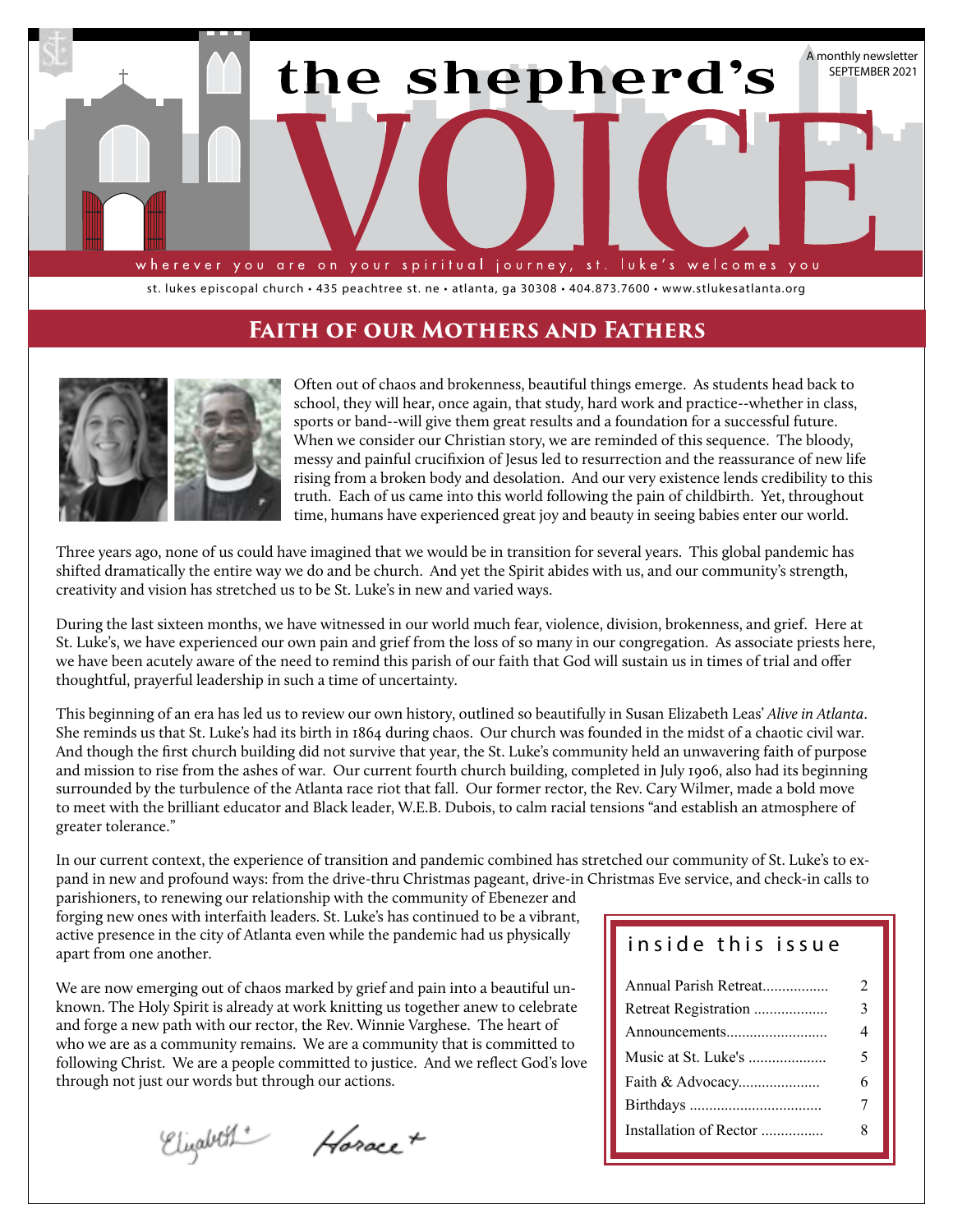# the shepherd's VOICE

A monthly newsletter
SEPTEMBER 2021

wherever you are on your spiritual journey, st. luke's welcomes you

st. lukes episcopal church • 435 peachtree st. ne • atlanta, ga 30308 • 404.873.7600 • www.stlukesatlanta.org

## Faith of our Mothers and Fathers

Often out of chaos and brokenness, beautiful things emerge. As students head back to school, they will hear, once again, that study, hard work and practice--whether in class, sports or band--will give them great results and a foundation for a successful future. When we consider our Christian story, we are reminded of this sequence. The bloody, messy and painful crucifixion of Jesus led to resurrection and the reassurance of new life rising from a broken body and desolation. And our very existence lends credibility to this truth. Each of us came into this world following the pain of childbirth. Yet, throughout time, humans have experienced great joy and beauty in seeing babies enter our world.

Three years ago, none of us could have imagined that we would be in transition for several years. This global pandemic has shifted dramatically the entire way we do and be church. And yet the Spirit abides with us, and our community's strength, creativity and vision has stretched us to be St. Luke's in new and varied ways.

During the last sixteen months, we have witnessed in our world much fear, violence, division, brokenness, and grief. Here at St. Luke's, we have experienced our own pain and grief from the loss of so many in our congregation. As associate priests here, we have been acutely aware of the need to remind this parish of our faith that God will sustain us in times of trial and offer thoughtful, prayerful leadership in such a time of uncertainty.

This beginning of an era has led us to review our own history, outlined so beautifully in Susan Elizabeth Leas' *Alive in Atlanta*. She reminds us that St. Luke's had its birth in 1864 during chaos. Our church was founded in the midst of a chaotic civil war. And though the first church building did not survive that year, the St. Luke's community held an unwavering faith of purpose and mission to rise from the ashes of war. Our current fourth church building, completed in July 1906, also had its beginning surrounded by the turbulence of the Atlanta race riot that fall. Our former rector, the Rev. Cary Wilmer, made a bold move to meet with the brilliant educator and Black leader, W.E.B. Dubois, to calm racial tensions "and establish an atmosphere of greater tolerance."

In our current context, the experience of transition and pandemic combined has stretched our community of St. Luke's to expand in new and profound ways: from the drive-thru Christmas pageant, drive-in Christmas Eve service, and check-in calls to parishioners, to renewing our relationship with the community of Ebenezer and forging new ones with interfaith leaders. St. Luke's has continued to be a vibrant, active presence in the city of Atlanta even while the pandemic had us physically apart from one another.

We are now emerging out of chaos marked by grief and pain into a beautiful unknown. The Holy Spirit is already at work knitting us together anew to celebrate and forge a new path with our rector, the Rev. Winnie Varghese. The heart of who we are as a community remains. We are a community that is committed to following Christ. We are a people committed to justice. And we reflect God's love through not just our words but through our actions.

Elizabeth+ Horace+

### inside this issue

| | |
|---|---|
| Annual Parish Retreat | 2 |
| Retreat Registration | 3 |
| Announcements | 4 |
| Music at St. Luke's | 5 |
| Faith & Advocacy | 6 |
| Birthdays | 7 |
| Installation of Rector | 8 |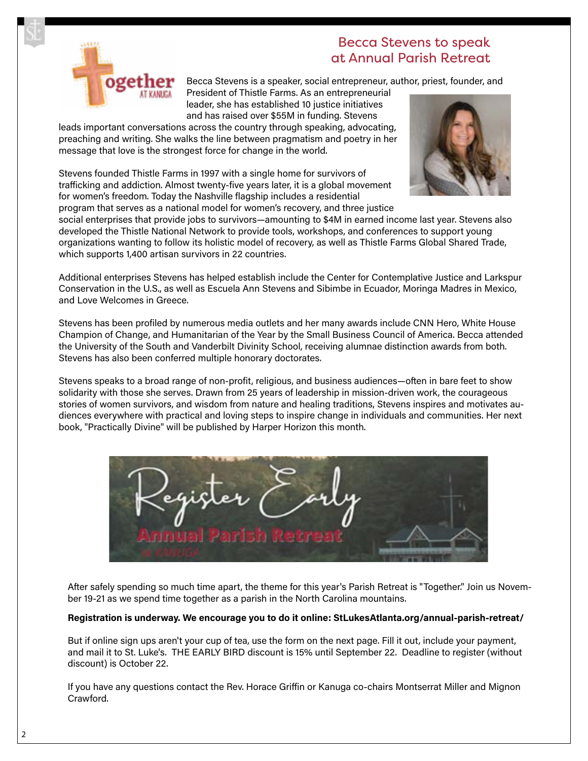## Becca Stevens to speak at Annual Parish Retreat

Becca Stevens is a speaker, social entrepreneur, author, priest, founder, and President of Thistle Farms. As an entrepreneurial leader, she has established 10 justice initiatives and has raised over $55M in funding. Stevens leads important conversations across the country through speaking, advocating, preaching and writing. She walks the line between pragmatism and poetry in her message that love is the strongest force for change in the world.

Stevens founded Thistle Farms in 1997 with a single home for survivors of trafficking and addiction. Almost twenty-five years later, it is a global movement for women's freedom. Today the Nashville flagship includes a residential program that serves as a national model for women's recovery, and three justice social enterprises that provide jobs to survivors—amounting to $4M in earned income last year. Stevens also developed the Thistle National Network to provide tools, workshops, and conferences to support young organizations wanting to follow its holistic model of recovery, as well as Thistle Farms Global Shared Trade, which supports 1,400 artisan survivors in 22 countries.

Additional enterprises Stevens has helped establish include the Center for Contemplative Justice and Larkspur Conservation in the U.S., as well as Escuela Ann Stevens and Sibimbe in Ecuador, Moringa Madres in Mexico, and Love Welcomes in Greece.

Stevens has been profiled by numerous media outlets and her many awards include CNN Hero, White House Champion of Change, and Humanitarian of the Year by the Small Business Council of America. Becca attended the University of the South and Vanderbilt Divinity School, receiving alumnae distinction awards from both. Stevens has also been conferred multiple honorary doctorates.

Stevens speaks to a broad range of non-profit, religious, and business audiences—often in bare feet to show solidarity with those she serves. Drawn from 25 years of leadership in mission-driven work, the courageous stories of women survivors, and wisdom from nature and healing traditions, Stevens inspires and motivates audiences everywhere with practical and loving steps to inspire change in individuals and communities. Her next book, "Practically Divine" will be published by Harper Horizon this month.

Register Early

Annual Parish Retreat at Kanuga

After safely spending so much time apart, the theme for this year's Parish Retreat is "Together." Join us November 19-21 as we spend time together as a parish in the North Carolina mountains.

**Registration is underway. We encourage you to do it online: StLukesAtlanta.org/annual-parish-retreat/**

But if online sign ups aren't your cup of tea, use the form on the next page. Fill it out, include your payment, and mail it to St. Luke's. THE EARLY BIRD discount is 15% until September 22. Deadline to register (without discount) is October 22.

If you have any questions contact the Rev. Horace Griffin or Kanuga co-chairs Montserrat Miller and Mignon Crawford.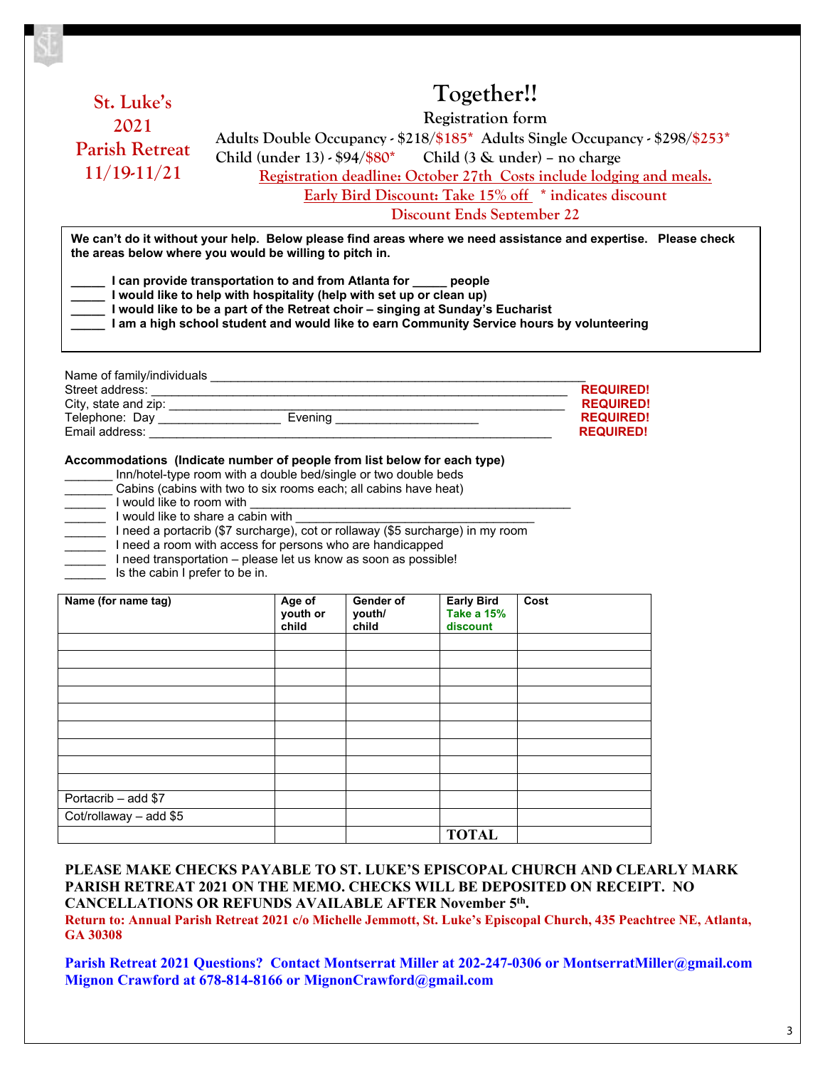**St. Luke's 2021 Parish Retreat 11/19-11/21**

# Together!!

## Registration form

Adults Double Occupancy - $218/$185* Adults Single Occupancy - $298/$253*
Child (under 13) - $94/$80* Child (3 & under) – no charge

Registration deadline: October 27th Costs include lodging and meals.

Early Bird Discount: Take 15% off * indicates discount

Discount Ends September 22

**We can't do it without your help. Below please find areas where we need assistance and expertise. Please check the areas below where you would be willing to pitch in.**

**_____ I can provide transportation to and from Atlanta for _____ people**
**_____ I would like to help with hospitality (help with set up or clean up)**
**_____ I would like to be a part of the Retreat choir – singing at Sunday's Eucharist**
**_____ I am a high school student and would like to earn Community Service hours by volunteering**

Name of family/individuals ____________________________________________________________

Street address: ____________________________________________________________ **REQUIRED!**

City, state and zip: ____________________________________________________________ **REQUIRED!**

Telephone: Day _________________ Evening _____________________ **REQUIRED!**

Email address: ____________________________________________________________ **REQUIRED!**

**Accommodations (Indicate number of people from list below for each type)**

_______ Inn/hotel-type room with a double bed/single or two double beds
_______ Cabins (cabins with two to six rooms each; all cabins have heat)
______ I would like to room with ____________________________________________
______ I would like to share a cabin with ____________________________________
______ I need a portacrib ($7 surcharge), cot or rollaway ($5 surcharge) in my room
______ I need a room with access for persons who are handicapped
______ I need transportation – please let us know as soon as possible!
______ Is the cabin I prefer to be in.

| Name (for name tag) | Age of youth or child | Gender of youth/ child | Early Bird Take a 15% discount | Cost |
|---|---|---|---|---|
| | | | | |
| | | | | |
| | | | | |
| | | | | |
| | | | | |
| | | | | |
| | | | | |
| | | | | |
| | | | | |
| Portacrib – add $7 | | | | |
| Cot/rollaway – add $5 | | | | |
| | | | **TOTAL** | |

**PLEASE MAKE CHECKS PAYABLE TO ST. LUKE'S EPISCOPAL CHURCH AND CLEARLY MARK PARISH RETREAT 2021 ON THE MEMO. CHECKS WILL BE DEPOSITED ON RECEIPT. NO CANCELLATIONS OR REFUNDS AVAILABLE AFTER November 5th.**

**Return to: Annual Parish Retreat 2021 c/o Michelle Jemmott, St. Luke's Episcopal Church, 435 Peachtree NE, Atlanta, GA 30308**

**Parish Retreat 2021 Questions? Contact Montserrat Miller at 202-247-0306 or MontserratMiller@gmail.com Mignon Crawford at 678-814-8166 or MignonCrawford@gmail.com**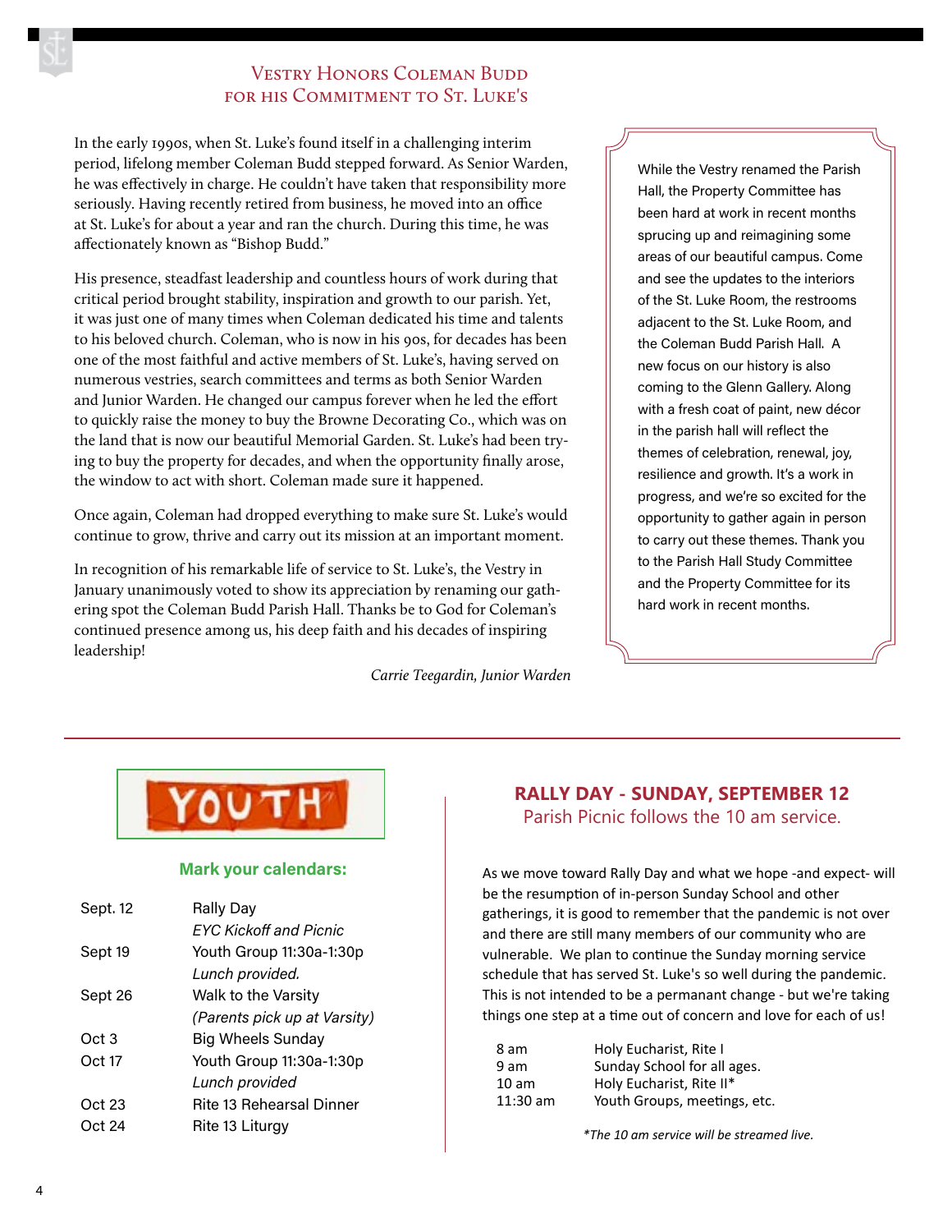## Vestry Honors Coleman Budd for his Commitment to St. Luke's

In the early 1990s, when St. Luke's found itself in a challenging interim period, lifelong member Coleman Budd stepped forward. As Senior Warden, he was effectively in charge. He couldn't have taken that responsibility more seriously. Having recently retired from business, he moved into an office at St. Luke's for about a year and ran the church. During this time, he was affectionately known as "Bishop Budd."

His presence, steadfast leadership and countless hours of work during that critical period brought stability, inspiration and growth to our parish. Yet, it was just one of many times when Coleman dedicated his time and talents to his beloved church. Coleman, who is now in his 90s, for decades has been one of the most faithful and active members of St. Luke's, having served on numerous vestries, search committees and terms as both Senior Warden and Junior Warden. He changed our campus forever when he led the effort to quickly raise the money to buy the Browne Decorating Co., which was on the land that is now our beautiful Memorial Garden. St. Luke's had been trying to buy the property for decades, and when the opportunity finally arose, the window to act with short. Coleman made sure it happened.

Once again, Coleman had dropped everything to make sure St. Luke's would continue to grow, thrive and carry out its mission at an important moment.

In recognition of his remarkable life of service to St. Luke's, the Vestry in January unanimously voted to show its appreciation by renaming our gathering spot the Coleman Budd Parish Hall. Thanks be to God for Coleman's continued presence among us, his deep faith and his decades of inspiring leadership!

*Carrie Teegardin, Junior Warden*

While the Vestry renamed the Parish Hall, the Property Committee has been hard at work in recent months sprucing up and reimagining some areas of our beautiful campus. Come and see the updates to the interiors of the St. Luke Room, the restrooms adjacent to the St. Luke Room, and the Coleman Budd Parish Hall. A new focus on our history is also coming to the Glenn Gallery. Along with a fresh coat of paint, new décor in the parish hall will reflect the themes of celebration, renewal, joy, resilience and growth. It's a work in progress, and we're so excited for the opportunity to gather again in person to carry out these themes. Thank you to the Parish Hall Study Committee and the Property Committee for its hard work in recent months.

---

## YOUTH

### Mark your calendars:

| | |
|---|---|
| Sept. 12 | Rally Day<br>*EYC Kickoff and Picnic* |
| Sept 19 | Youth Group 11:30a-1:30p<br>*Lunch provided.* |
| Sept 26 | Walk to the Varsity<br>*(Parents pick up at Varsity)* |
| Oct 3 | Big Wheels Sunday |
| Oct 17 | Youth Group 11:30a-1:30p<br>*Lunch provided* |
| Oct 23 | Rite 13 Rehearsal Dinner |
| Oct 24 | Rite 13 Liturgy |

## RALLY DAY - SUNDAY, SEPTEMBER 12

Parish Picnic follows the 10 am service.

As we move toward Rally Day and what we hope -and expect- will be the resumption of in-person Sunday School and other gatherings, it is good to remember that the pandemic is not over and there are still many members of our community who are vulnerable. We plan to continue the Sunday morning service schedule that has served St. Luke's so well during the pandemic. This is not intended to be a permanant change - but we're taking things one step at a time out of concern and love for each of us!

| | |
|---|---|
| 8 am | Holy Eucharist, Rite I |
| 9 am | Sunday School for all ages. |
| 10 am | Holy Eucharist, Rite II* |
| 11:30 am | Youth Groups, meetings, etc. |

**The 10 am service will be streamed live.*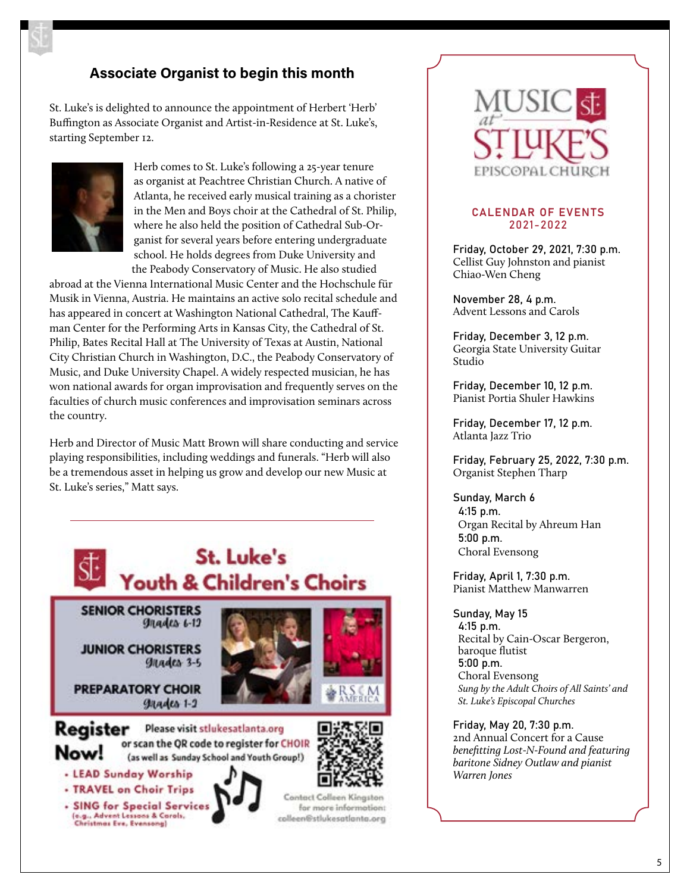## Associate Organist to begin this month

St. Luke's is delighted to announce the appointment of Herbert 'Herb' Buffington as Associate Organist and Artist-in-Residence at St. Luke's, starting September 12.

Herb comes to St. Luke's following a 25-year tenure as organist at Peachtree Christian Church. A native of Atlanta, he received early musical training as a chorister in the Men and Boys choir at the Cathedral of St. Philip, where he also held the position of Cathedral Sub-Organist for several years before entering undergraduate school. He holds degrees from Duke University and the Peabody Conservatory of Music. He also studied abroad at the Vienna International Music Center and the Hochschule für Musik in Vienna, Austria. He maintains an active solo recital schedule and has appeared in concert at Washington National Cathedral, The Kauffman Center for the Performing Arts in Kansas City, the Cathedral of St. Philip, Bates Recital Hall at The University of Texas at Austin, National City Christian Church in Washington, D.C., the Peabody Conservatory of Music, and Duke University Chapel. A widely respected musician, he has won national awards for organ improvisation and frequently serves on the faculties of church music conferences and improvisation seminars across the country.

Herb and Director of Music Matt Brown will share conducting and service playing responsibilities, including weddings and funerals. "Herb will also be a tremendous asset in helping us grow and develop our new Music at St. Luke's series," Matt says.

---

## St. Luke's Youth & Children's Choirs

**SENIOR CHORISTERS** Grades 6-12

**JUNIOR CHORISTERS** Grades 3-5

**PREPARATORY CHOIR** Grades 1-2

RSCM AMERICA

**Register Now!** Please visit stlukesatlanta.org or scan the QR code to register for CHOIR (as well as Sunday School and Youth Group!)

- LEAD Sunday Worship
- TRAVEL on Choir Trips
- SING for Special Services (e.g., Advent Lessons & Carols, Christmas Eve, Evensong)

Contact Colleen Kingston for more information: colleen@stlukesatlanta.org

---

## MUSIC at ST LUKE'S EPISCOPAL CHURCH

### CALENDAR OF EVENTS 2021-2022

**Friday, October 29, 2021, 7:30 p.m.**
Cellist Guy Johnston and pianist Chiao-Wen Cheng

**November 28, 4 p.m.**
Advent Lessons and Carols

**Friday, December 3, 12 p.m.**
Georgia State University Guitar Studio

**Friday, December 10, 12 p.m.**
Pianist Portia Shuler Hawkins

**Friday, December 17, 12 p.m.**
Atlanta Jazz Trio

**Friday, February 25, 2022, 7:30 p.m.**
Organist Stephen Tharp

**Sunday, March 6**
**4:15 p.m.**
Organ Recital by Ahreum Han
**5:00 p.m.**
Choral Evensong

**Friday, April 1, 7:30 p.m.**
Pianist Matthew Manwarren

**Sunday, May 15**
**4:15 p.m.**
Recital by Cain-Oscar Bergeron, baroque flutist
**5:00 p.m.**
Choral Evensong
*Sung by the Adult Choirs of All Saints' and St. Luke's Episcopal Churches*

**Friday, May 20, 7:30 p.m.**
2nd Annual Concert for a Cause
*benefitting Lost-N-Found and featuring baritone Sidney Outlaw and pianist Warren Jones*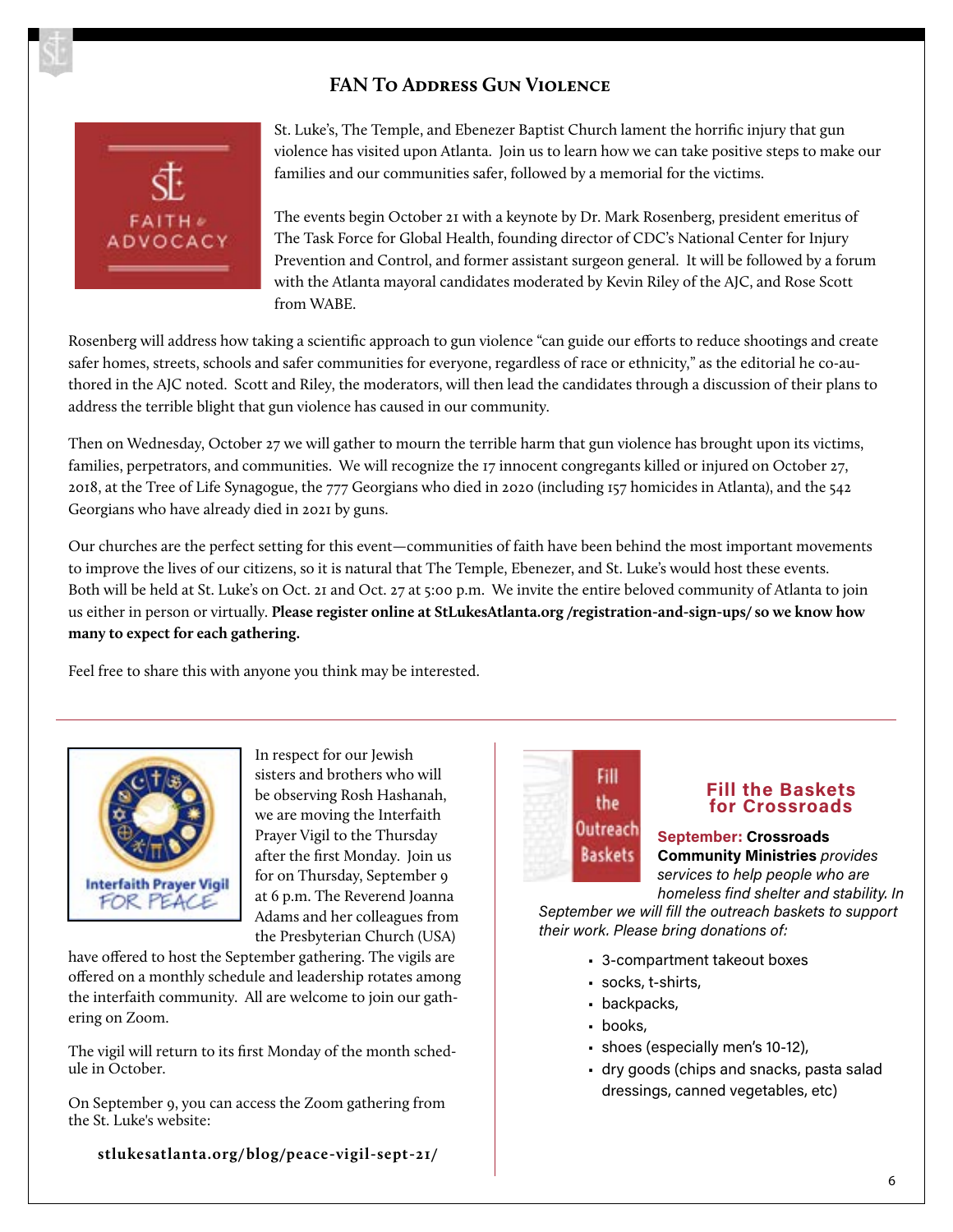## FAN To Address Gun Violence

St. Luke's, The Temple, and Ebenezer Baptist Church lament the horrific injury that gun violence has visited upon Atlanta. Join us to learn how we can take positive steps to make our families and our communities safer, followed by a memorial for the victims.

The events begin October 21 with a keynote by Dr. Mark Rosenberg, president emeritus of The Task Force for Global Health, founding director of CDC's National Center for Injury Prevention and Control, and former assistant surgeon general. It will be followed by a forum with the Atlanta mayoral candidates moderated by Kevin Riley of the AJC, and Rose Scott from WABE.

Rosenberg will address how taking a scientific approach to gun violence "can guide our efforts to reduce shootings and create safer homes, streets, schools and safer communities for everyone, regardless of race or ethnicity," as the editorial he co-authored in the AJC noted. Scott and Riley, the moderators, will then lead the candidates through a discussion of their plans to address the terrible blight that gun violence has caused in our community.

Then on Wednesday, October 27 we will gather to mourn the terrible harm that gun violence has brought upon its victims, families, perpetrators, and communities. We will recognize the 17 innocent congregants killed or injured on October 27, 2018, at the Tree of Life Synagogue, the 777 Georgians who died in 2020 (including 157 homicides in Atlanta), and the 542 Georgians who have already died in 2021 by guns.

Our churches are the perfect setting for this event—communities of faith have been behind the most important movements to improve the lives of our citizens, so it is natural that The Temple, Ebenezer, and St. Luke's would host these events. Both will be held at St. Luke's on Oct. 21 and Oct. 27 at 5:00 p.m. We invite the entire beloved community of Atlanta to join us either in person or virtually. **Please register online at StLukesAtlanta.org /registration-and-sign-ups/ so we know how many to expect for each gathering.**

Feel free to share this with anyone you think may be interested.

---

In respect for our Jewish sisters and brothers who will be observing Rosh Hashanah, we are moving the Interfaith Prayer Vigil to the Thursday after the first Monday. Join us for on Thursday, September 9 at 6 p.m. The Reverend Joanna Adams and her colleagues from the Presbyterian Church (USA) have offered to host the September gathering. The vigils are offered on a monthly schedule and leadership rotates among the interfaith community. All are welcome to join our gathering on Zoom.

The vigil will return to its first Monday of the month schedule in October.

On September 9, you can access the Zoom gathering from the St. Luke's website:

**stlukesatlanta.org/blog/peace-vigil-sept-21/**

### Fill the Baskets for Crossroads

**September: Crossroads Community Ministries** *provides services to help people who are homeless find shelter and stability. In September we will fill the outreach baskets to support their work. Please bring donations of:*

- 3-compartment takeout boxes
- socks, t-shirts,
- backpacks,
- books,
- shoes (especially men's 10-12),
- dry goods (chips and snacks, pasta salad dressings, canned vegetables, etc)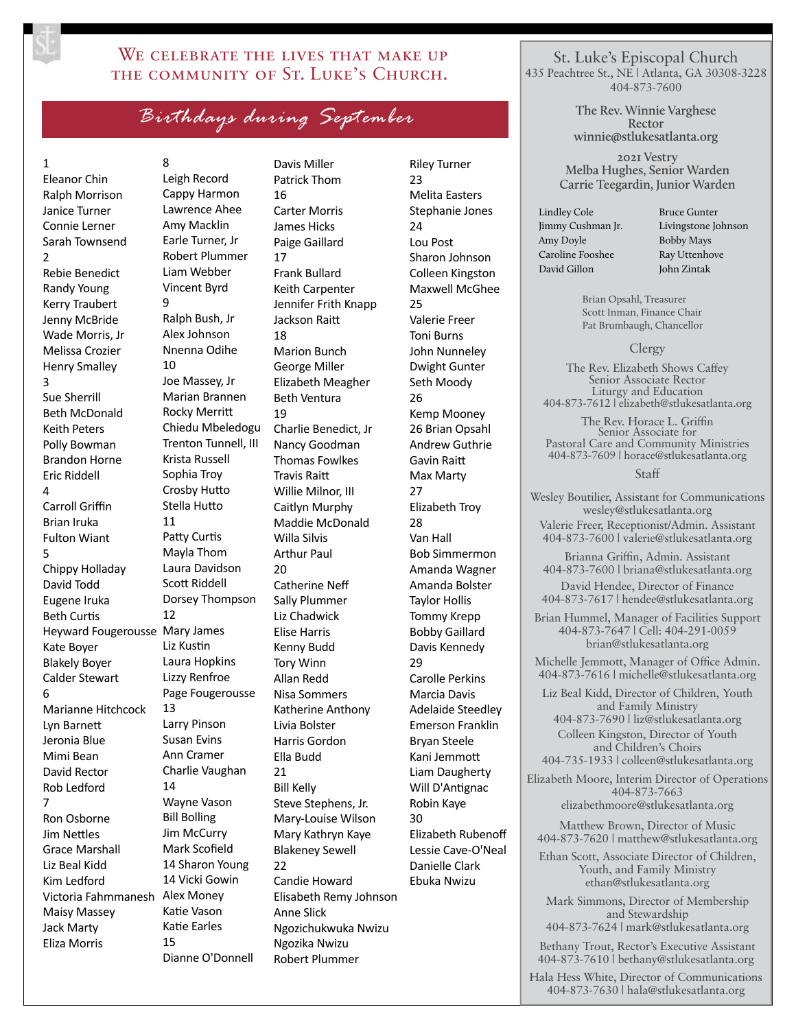# We celebrate the lives that make up the community of St. Luke's Church.

## Birthdays during September

1
Eleanor Chin
Ralph Morrison
Janice Turner
Connie Lerner
Sarah Townsend
2
Rebie Benedict
Randy Young
Kerry Traubert
Jenny McBride
Wade Morris, Jr
Melissa Crozier
Henry Smalley
3
Sue Sherrill
Beth McDonald
Keith Peters
Polly Bowman
Brandon Horne
Eric Riddell
4
Carroll Griffin
Brian Iruka
Fulton Wiant
5
Chippy Holladay
David Todd
Eugene Iruka
Beth Curtis
Heyward Fougerousse
Kate Boyer
Blakely Boyer
Calder Stewart
6
Marianne Hitchcock
Lyn Barnett
Jeronia Blue
Mimi Bean
David Rector
Rob Ledford
7
Ron Osborne
Jim Nettles
Grace Marshall
Liz Beal Kidd
Kim Ledford
Victoria Fahmmanesh
Maisy Massey
Jack Marty
Eliza Morris
8
Leigh Record
Cappy Harmon
Lawrence Ahee
Amy Macklin
Earle Turner, Jr
Robert Plummer
Liam Webber
Vincent Byrd
9
Ralph Bush, Jr
Alex Johnson
Nnenna Odihe
10
Joe Massey, Jr
Marian Brannen
Rocky Merritt
Chiedu Mbeledogu
Trenton Tunnell, III
Krista Russell
Sophia Troy
Crosby Hutto
Stella Hutto
11
Patty Curtis
Mayla Thom
Laura Davidson
Scott Riddell
Dorsey Thompson
12
Mary James
Liz Kustin
Laura Hopkins
Lizzy Renfroe
Page Fougerousse
13
Larry Pinson
Susan Evins
Ann Cramer
Charlie Vaughan
14
Wayne Vason
Bill Bolling
Jim McCurry
Mark Scofield
14 Sharon Young
14 Vicki Gowin
Alex Money
Katie Vason
Katie Earles
15
Dianne O'Donnell
Davis Miller
Patrick Thom
16
Carter Morris
James Hicks
Paige Gaillard
17
Frank Bullard
Keith Carpenter
Jennifer Frith Knapp
Jackson Raitt
18
Marion Bunch
George Miller
Elizabeth Meagher
Beth Ventura
19
Charlie Benedict, Jr
Nancy Goodman
Thomas Fowlkes
Travis Raitt
Willie Milnor, III
Caitlyn Murphy
Maddie McDonald
Willa Silvis
Arthur Paul
20
Catherine Neff
Sally Plummer
Liz Chadwick
Elise Harris
Kenny Budd
Tory Winn
Allan Redd
Nisa Sommers
Katherine Anthony
Livia Bolster
Harris Gordon
Ella Budd
21
Bill Kelly
Steve Stephens, Jr.
Mary-Louise Wilson
Mary Kathryn Kaye
Blakeney Sewell
22
Candie Howard
Elisabeth Remy Johnson
Anne Slick
Ngozichukwuka Nwizu
Ngozika Nwizu
Robert Plummer
Riley Turner
23
Melita Easters
Stephanie Jones
24
Lou Post
Sharon Johnson
Colleen Kingston
Maxwell McGhee
25
Valerie Freer
Toni Burns
John Nunneley
Dwight Gunter
Seth Moody
26
Kemp Mooney
26 Brian Opsahl
Andrew Guthrie
Gavin Raitt
Max Marty
27
Elizabeth Troy
28
Van Hall
Bob Simmermon
Amanda Wagner
Amanda Bolster
Taylor Hollis
Tommy Krepp
Bobby Gaillard
Davis Kennedy
29
Carolle Perkins
Marcia Davis
Adelaide Steedley
Emerson Franklin
Bryan Steele
Kani Jemmott
Liam Daugherty
Will D'Antignac
Robin Kaye
30
Elizabeth Rubenoff
Lessie Cave-O'Neal
Danielle Clark
Ebuka Nwizu

---

## St. Luke's Episcopal Church

435 Peachtree St., NE | Atlanta, GA 30308-3228
404-873-7600

**The Rev. Winnie Varghese**
**Rector**
**winnie@stlukesatlanta.org**

**2021 Vestry**
**Melba Hughes, Senior Warden**
**Carrie Teegardin, Junior Warden**

Lindley Cole
Jimmy Cushman Jr.
Amy Doyle
Caroline Fooshee
David Gillon
Bruce Gunter
Livingstone Johnson
Bobby Mays
Ray Uttenhove
John Zintak

Brian Opsahl, Treasurer
Scott Inman, Finance Chair
Pat Brumbaugh, Chancellor

### Clergy

The Rev. Elizabeth Shows Caffey
Senior Associate Rector
Liturgy and Education
404-873-7612 | elizabeth@stlukesatlanta.org

The Rev. Horace L. Griffin
Senior Associate for
Pastoral Care and Community Ministries
404-873-7609 | horace@stlukesatlanta.org

### Staff

Wesley Boutilier, Assistant for Communications
wesley@stlukesatlanta.org

Valerie Freer, Receptionist/Admin. Assistant
404-873-7600 | valerie@stlukesatlanta.org

Brianna Griffin, Admin. Assistant
404-873-7600 | briana@stlukesatlanta.org

David Hendee, Director of Finance
404-873-7617 | hendee@stlukesatlanta.org

Brian Hummel, Manager of Facilities Support
404-873-7647 | Cell: 404-291-0059
brian@stlukesatlanta.org

Michelle Jemmott, Manager of Office Admin.
404-873-7616 | michelle@stlukesatlanta.org

Liz Beal Kidd, Director of Children, Youth and Family Ministry
404-873-7690 | liz@stlukesatlanta.org

Colleen Kingston, Director of Youth and Children's Choirs
404-735-1933 | colleen@stlukesatlanta.org

Elizabeth Moore, Interim Director of Operations
404-873-7663
elizabethmoore@stlukesatlanta.org

Matthew Brown, Director of Music
404-873-7620 | matthew@stlukesatlanta.org

Ethan Scott, Associate Director of Children, Youth, and Family Ministry
ethan@stlukesatlanta.org

Mark Simmons, Director of Membership and Stewardship
404-873-7624 | mark@stlukesatlanta.org

Bethany Trout, Rector's Executive Assistant
404-873-7610 | bethany@stlukesatlanta.org

Hala Hess White, Director of Communications
404-873-7630 | hala@stlukesatlanta.org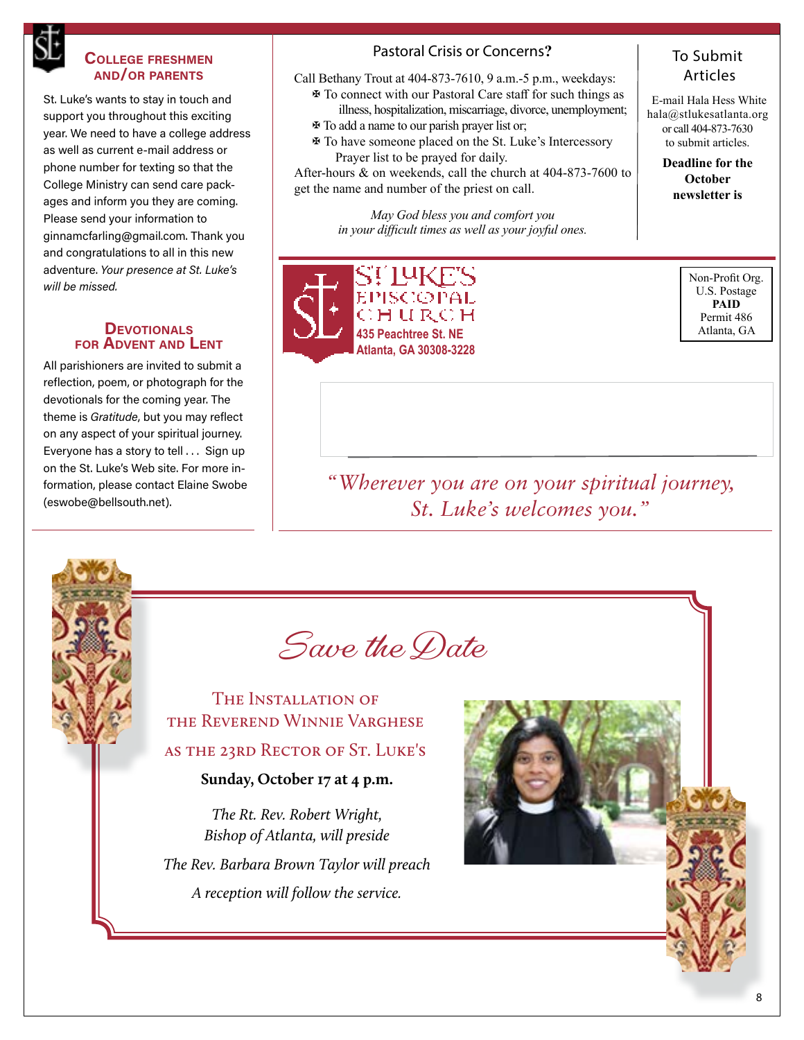## College Freshmen and/or Parents

St. Luke's wants to stay in touch and support you throughout this exciting year. We need to have a college address as well as current e-mail address or phone number for texting so that the College Ministry can send care packages and inform you they are coming. Please send your information to ginnamcfarling@gmail.com. Thank you and congratulations to all in this new adventure. *Your presence at St. Luke's will be missed.*

## Devotionals for Advent and Lent

All parishioners are invited to submit a reflection, poem, or photograph for the devotionals for the coming year. The theme is *Gratitude*, but you may reflect on any aspect of your spiritual journey. Everyone has a story to tell . . . Sign up on the St. Luke's Web site. For more information, please contact Elaine Swobe (eswobe@bellsouth.net).

## Pastoral Crisis or Concerns?

Call Bethany Trout at 404-873-7610, 9 a.m.-5 p.m., weekdays:

- ✠ To connect with our Pastoral Care staff for such things as illness, hospitalization, miscarriage, divorce, unemployment;
- ✠ To add a name to our parish prayer list or;
- ✠ To have someone placed on the St. Luke's Intercessory Prayer list to be prayed for daily.

After-hours & on weekends, call the church at 404-873-7600 to get the name and number of the priest on call.

*May God bless you and comfort you in your difficult times as well as your joyful ones.*

## To Submit Articles

E-mail Hala Hess White hala@stlukesatlanta.org or call 404-873-7630 to submit articles.

**Deadline for the October newsletter is**

St. Luke's Episcopal Church
435 Peachtree St. NE
Atlanta, GA 30308-3228

Non-Profit Org.
U.S. Postage
**PAID**
Permit 486
Atlanta, GA

*"Wherever you are on your spiritual journey, St. Luke's welcomes you."*

# *Save the Date*

### The Installation of the Reverend Winnie Varghese as the 23rd Rector of St. Luke's

**Sunday, October 17 at 4 p.m.**

*The Rt. Rev. Robert Wright, Bishop of Atlanta, will preside*

*The Rev. Barbara Brown Taylor will preach*

*A reception will follow the service.*